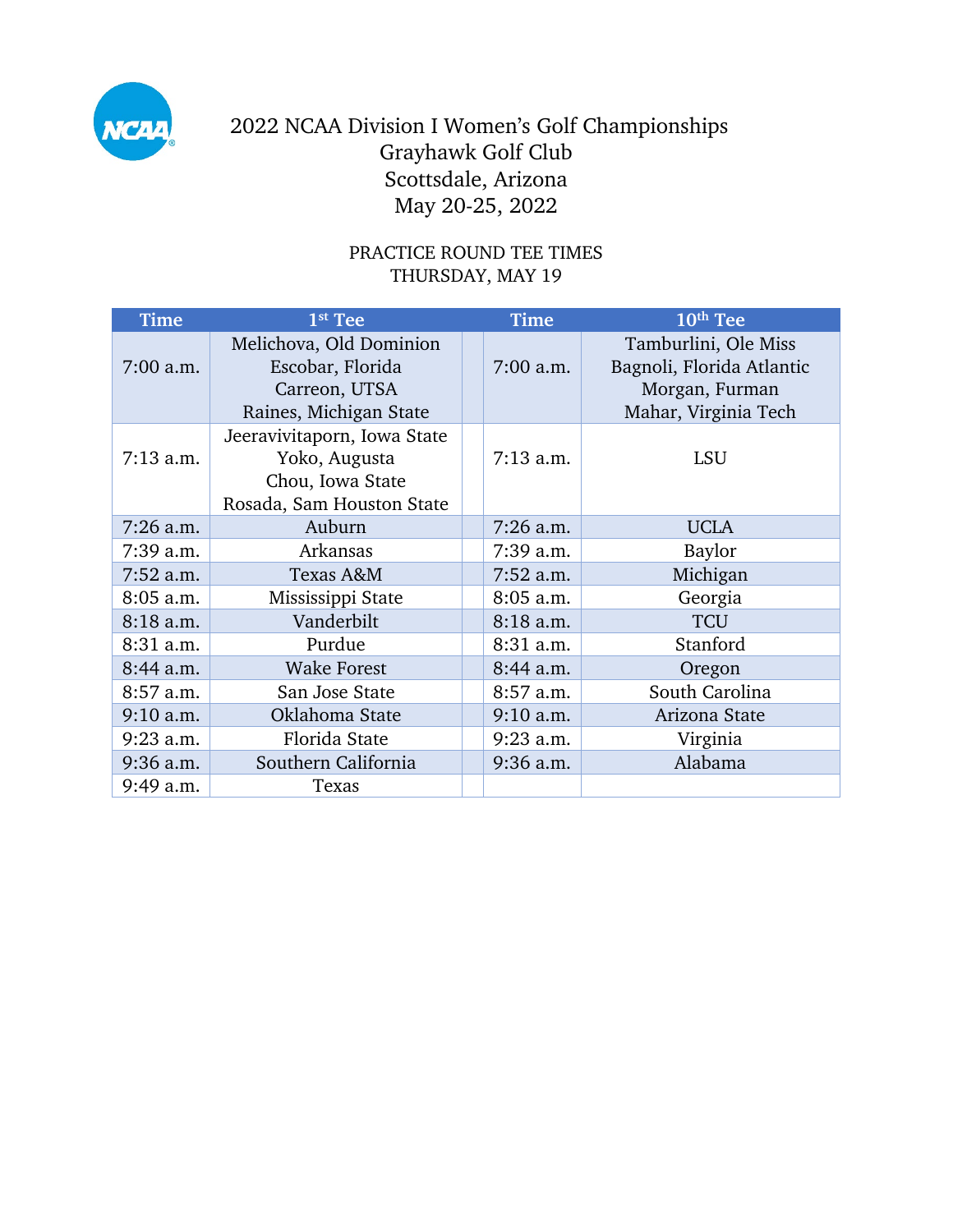# 2022 NCAA Division I Women's Golf Championships

Grayhawk Golf Club

Scottsdale, Arizona

May 20-25, 2022

## PRACTICE ROUND TEE TIMES
THURSDAY, MAY 19

| Time | 1st Tee | | Time | 10th Tee |
|---|---|---|---|---|
| 7:00 a.m. | Melichova, Old Dominion<br>Escobar, Florida<br>Carreon, UTSA<br>Raines, Michigan State | | 7:00 a.m. | Tamburlini, Ole Miss<br>Bagnoli, Florida Atlantic<br>Morgan, Furman<br>Mahar, Virginia Tech |
| 7:13 a.m. | Jeeravivitaporn, Iowa State<br>Yoko, Augusta<br>Chou, Iowa State<br>Rosada, Sam Houston State | | 7:13 a.m. | LSU |
| 7:26 a.m. | Auburn | | 7:26 a.m. | UCLA |
| 7:39 a.m. | Arkansas | | 7:39 a.m. | Baylor |
| 7:52 a.m. | Texas A&M | | 7:52 a.m. | Michigan |
| 8:05 a.m. | Mississippi State | | 8:05 a.m. | Georgia |
| 8:18 a.m. | Vanderbilt | | 8:18 a.m. | TCU |
| 8:31 a.m. | Purdue | | 8:31 a.m. | Stanford |
| 8:44 a.m. | Wake Forest | | 8:44 a.m. | Oregon |
| 8:57 a.m. | San Jose State | | 8:57 a.m. | South Carolina |
| 9:10 a.m. | Oklahoma State | | 9:10 a.m. | Arizona State |
| 9:23 a.m. | Florida State | | 9:23 a.m. | Virginia |
| 9:36 a.m. | Southern California | | 9:36 a.m. | Alabama |
| 9:49 a.m. | Texas | | | |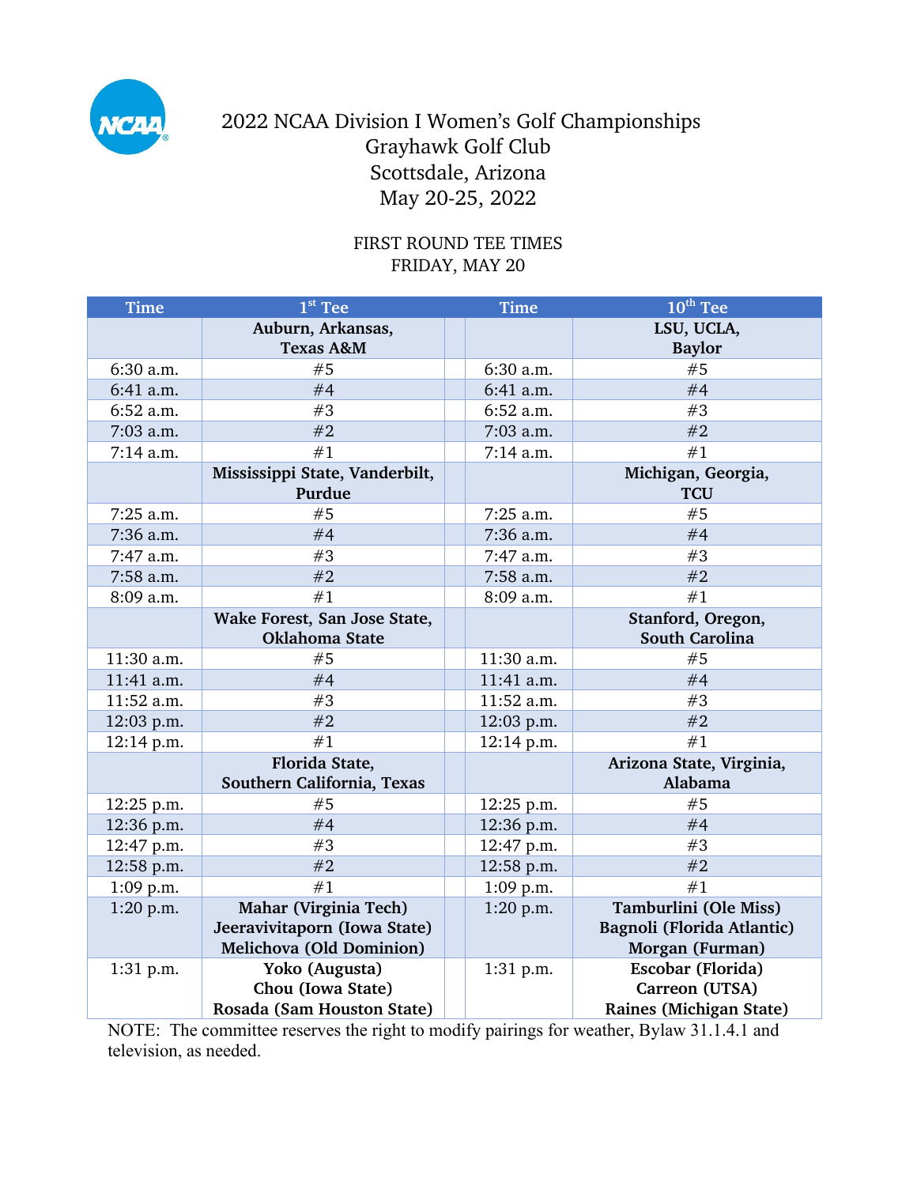# 2022 NCAA Division I Women's Golf Championships

Grayhawk Golf Club
Scottsdale, Arizona
May 20-25, 2022

FIRST ROUND TEE TIMES
FRIDAY, MAY 20

| Time | 1st Tee | | Time | 10th Tee |
|---|---|---|---|---|
| | **Auburn, Arkansas, Texas A&M** | | | **LSU, UCLA, Baylor** |
| 6:30 a.m. | #5 | | 6:30 a.m. | #5 |
| 6:41 a.m. | #4 | | 6:41 a.m. | #4 |
| 6:52 a.m. | #3 | | 6:52 a.m. | #3 |
| 7:03 a.m. | #2 | | 7:03 a.m. | #2 |
| 7:14 a.m. | #1 | | 7:14 a.m. | #1 |
| | **Mississippi State, Vanderbilt, Purdue** | | | **Michigan, Georgia, TCU** |
| 7:25 a.m. | #5 | | 7:25 a.m. | #5 |
| 7:36 a.m. | #4 | | 7:36 a.m. | #4 |
| 7:47 a.m. | #3 | | 7:47 a.m. | #3 |
| 7:58 a.m. | #2 | | 7:58 a.m. | #2 |
| 8:09 a.m. | #1 | | 8:09 a.m. | #1 |
| | **Wake Forest, San Jose State, Oklahoma State** | | | **Stanford, Oregon, South Carolina** |
| 11:30 a.m. | #5 | | 11:30 a.m. | #5 |
| 11:41 a.m. | #4 | | 11:41 a.m. | #4 |
| 11:52 a.m. | #3 | | 11:52 a.m. | #3 |
| 12:03 p.m. | #2 | | 12:03 p.m. | #2 |
| 12:14 p.m. | #1 | | 12:14 p.m. | #1 |
| | **Florida State, Southern California, Texas** | | | **Arizona State, Virginia, Alabama** |
| 12:25 p.m. | #5 | | 12:25 p.m. | #5 |
| 12:36 p.m. | #4 | | 12:36 p.m. | #4 |
| 12:47 p.m. | #3 | | 12:47 p.m. | #3 |
| 12:58 p.m. | #2 | | 12:58 p.m. | #2 |
| 1:09 p.m. | #1 | | 1:09 p.m. | #1 |
| 1:20 p.m. | **Mahar (Virginia Tech) Jeeravivitaporn (Iowa State) Melichova (Old Dominion)** | | 1:20 p.m. | **Tamburlini (Ole Miss) Bagnoli (Florida Atlantic) Morgan (Furman)** |
| 1:31 p.m. | **Yoko (Augusta) Chou (Iowa State) Rosada (Sam Houston State)** | | 1:31 p.m. | **Escobar (Florida) Carreon (UTSA) Raines (Michigan State)** |

NOTE: The committee reserves the right to modify pairings for weather, Bylaw 31.1.4.1 and television, as needed.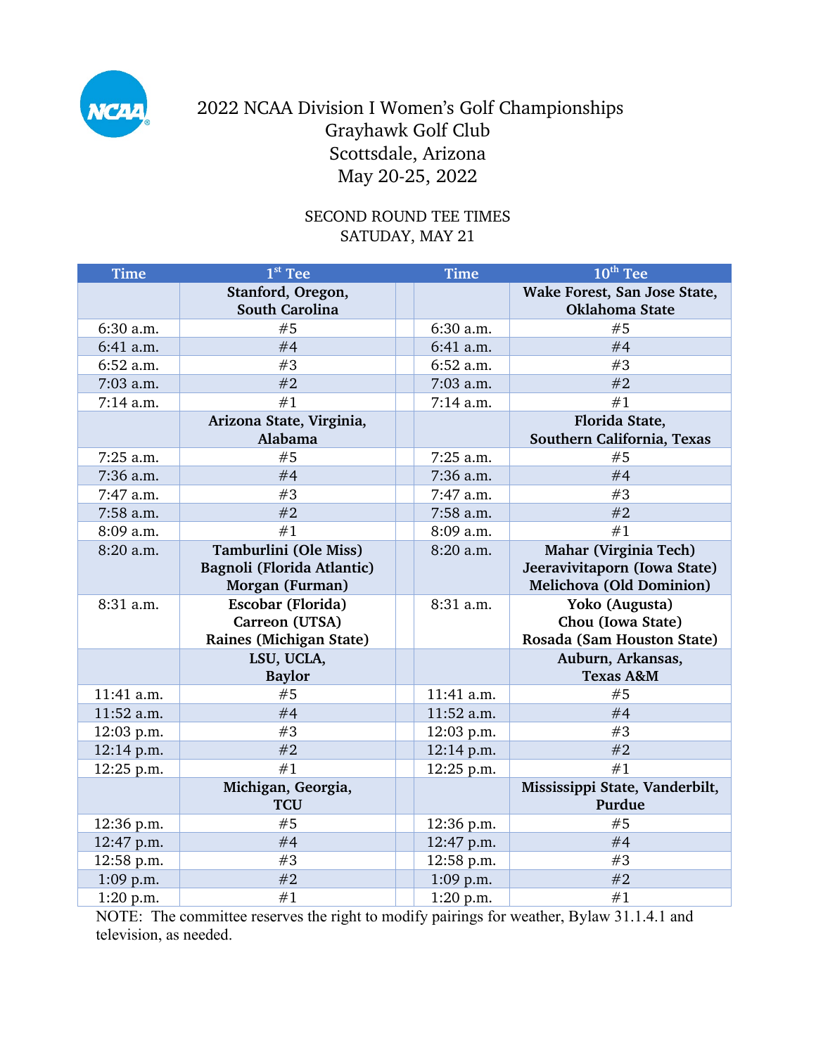# 2022 NCAA Division I Women's Golf Championships
## Grayhawk Golf Club
## Scottsdale, Arizona
## May 20-25, 2022

### SECOND ROUND TEE TIMES
### SATUDAY, MAY 21

| Time | 1st Tee | Time | 10th Tee |
|---|---|---|---|
| | **Stanford, Oregon, South Carolina** | | **Wake Forest, San Jose State, Oklahoma State** |
| 6:30 a.m. | #5 | 6:30 a.m. | #5 |
| 6:41 a.m. | #4 | 6:41 a.m. | #4 |
| 6:52 a.m. | #3 | 6:52 a.m. | #3 |
| 7:03 a.m. | #2 | 7:03 a.m. | #2 |
| 7:14 a.m. | #1 | 7:14 a.m. | #1 |
| | **Arizona State, Virginia, Alabama** | | **Florida State, Southern California, Texas** |
| 7:25 a.m. | #5 | 7:25 a.m. | #5 |
| 7:36 a.m. | #4 | 7:36 a.m. | #4 |
| 7:47 a.m. | #3 | 7:47 a.m. | #3 |
| 7:58 a.m. | #2 | 7:58 a.m. | #2 |
| 8:09 a.m. | #1 | 8:09 a.m. | #1 |
| 8:20 a.m. | **Tamburlini (Ole Miss) Bagnoli (Florida Atlantic) Morgan (Furman)** | 8:20 a.m. | **Mahar (Virginia Tech) Jeeravivitaporn (Iowa State) Melichova (Old Dominion)** |
| 8:31 a.m. | **Escobar (Florida) Carreon (UTSA) Raines (Michigan State)** | 8:31 a.m. | **Yoko (Augusta) Chou (Iowa State) Rosada (Sam Houston State)** |
| | **LSU, UCLA, Baylor** | | **Auburn, Arkansas, Texas A&M** |
| 11:41 a.m. | #5 | 11:41 a.m. | #5 |
| 11:52 a.m. | #4 | 11:52 a.m. | #4 |
| 12:03 p.m. | #3 | 12:03 p.m. | #3 |
| 12:14 p.m. | #2 | 12:14 p.m. | #2 |
| 12:25 p.m. | #1 | 12:25 p.m. | #1 |
| | **Michigan, Georgia, TCU** | | **Mississippi State, Vanderbilt, Purdue** |
| 12:36 p.m. | #5 | 12:36 p.m. | #5 |
| 12:47 p.m. | #4 | 12:47 p.m. | #4 |
| 12:58 p.m. | #3 | 12:58 p.m. | #3 |
| 1:09 p.m. | #2 | 1:09 p.m. | #2 |
| 1:20 p.m. | #1 | 1:20 p.m. | #1 |

NOTE: The committee reserves the right to modify pairings for weather, Bylaw 31.1.4.1 and television, as needed.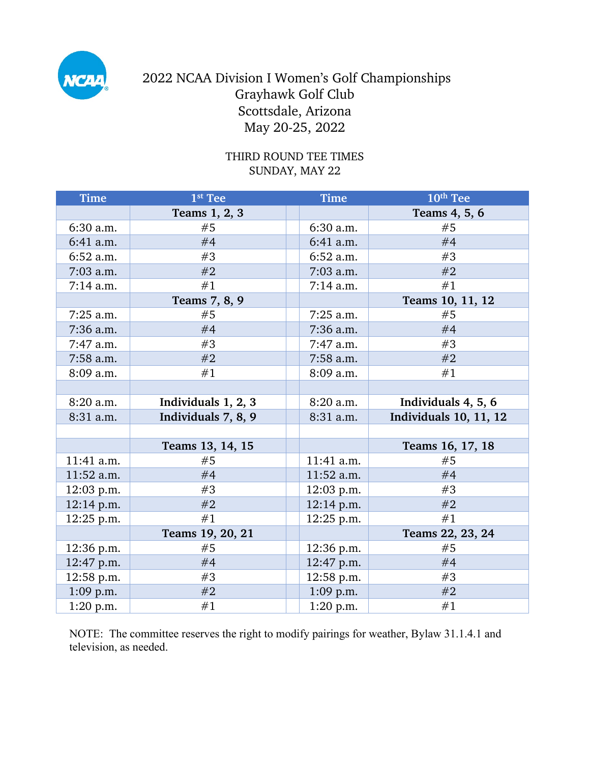# 2022 NCAA Division I Women's Golf Championships
Grayhawk Golf Club
Scottsdale, Arizona
May 20-25, 2022

THIRD ROUND TEE TIMES
SUNDAY, MAY 22

| Time | 1st Tee | | Time | 10th Tee |
|---|---|---|---|---|
| | **Teams 1, 2, 3** | | | **Teams 4, 5, 6** |
| 6:30 a.m. | #5 | | 6:30 a.m. | #5 |
| 6:41 a.m. | #4 | | 6:41 a.m. | #4 |
| 6:52 a.m. | #3 | | 6:52 a.m. | #3 |
| 7:03 a.m. | #2 | | 7:03 a.m. | #2 |
| 7:14 a.m. | #1 | | 7:14 a.m. | #1 |
| | **Teams 7, 8, 9** | | | **Teams 10, 11, 12** |
| 7:25 a.m. | #5 | | 7:25 a.m. | #5 |
| 7:36 a.m. | #4 | | 7:36 a.m. | #4 |
| 7:47 a.m. | #3 | | 7:47 a.m. | #3 |
| 7:58 a.m. | #2 | | 7:58 a.m. | #2 |
| 8:09 a.m. | #1 | | 8:09 a.m. | #1 |
| | | | | |
| 8:20 a.m. | **Individuals 1, 2, 3** | | 8:20 a.m. | **Individuals 4, 5, 6** |
| 8:31 a.m. | **Individuals 7, 8, 9** | | 8:31 a.m. | **Individuals 10, 11, 12** |
| | | | | |
| | **Teams 13, 14, 15** | | | **Teams 16, 17, 18** |
| 11:41 a.m. | #5 | | 11:41 a.m. | #5 |
| 11:52 a.m. | #4 | | 11:52 a.m. | #4 |
| 12:03 p.m. | #3 | | 12:03 p.m. | #3 |
| 12:14 p.m. | #2 | | 12:14 p.m. | #2 |
| 12:25 p.m. | #1 | | 12:25 p.m. | #1 |
| | **Teams 19, 20, 21** | | | **Teams 22, 23, 24** |
| 12:36 p.m. | #5 | | 12:36 p.m. | #5 |
| 12:47 p.m. | #4 | | 12:47 p.m. | #4 |
| 12:58 p.m. | #3 | | 12:58 p.m. | #3 |
| 1:09 p.m. | #2 | | 1:09 p.m. | #2 |
| 1:20 p.m. | #1 | | 1:20 p.m. | #1 |

NOTE: The committee reserves the right to modify pairings for weather, Bylaw 31.1.4.1 and television, as needed.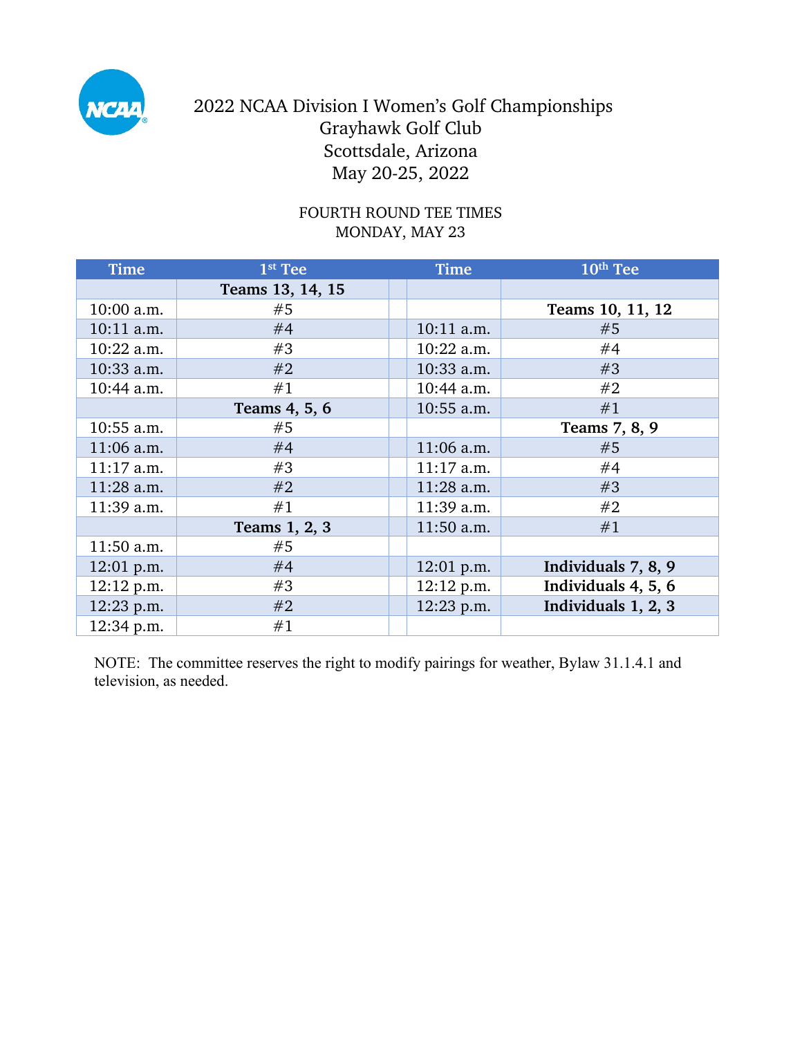# 2022 NCAA Division I Women's Golf Championships

Grayhawk Golf Club
Scottsdale, Arizona
May 20-25, 2022

FOURTH ROUND TEE TIMES
MONDAY, MAY 23

| Time | 1st Tee | | Time | 10th Tee |
|---|---|---|---|---|
| | **Teams 13, 14, 15** | | | |
| 10:00 a.m. | #5 | | | **Teams 10, 11, 12** |
| 10:11 a.m. | #4 | | 10:11 a.m. | #5 |
| 10:22 a.m. | #3 | | 10:22 a.m. | #4 |
| 10:33 a.m. | #2 | | 10:33 a.m. | #3 |
| 10:44 a.m. | #1 | | 10:44 a.m. | #2 |
| | **Teams 4, 5, 6** | | 10:55 a.m. | #1 |
| 10:55 a.m. | #5 | | | **Teams 7, 8, 9** |
| 11:06 a.m. | #4 | | 11:06 a.m. | #5 |
| 11:17 a.m. | #3 | | 11:17 a.m. | #4 |
| 11:28 a.m. | #2 | | 11:28 a.m. | #3 |
| 11:39 a.m. | #1 | | 11:39 a.m. | #2 |
| | **Teams 1, 2, 3** | | 11:50 a.m. | #1 |
| 11:50 a.m. | #5 | | | |
| 12:01 p.m. | #4 | | 12:01 p.m. | **Individuals 7, 8, 9** |
| 12:12 p.m. | #3 | | 12:12 p.m. | **Individuals 4, 5, 6** |
| 12:23 p.m. | #2 | | 12:23 p.m. | **Individuals 1, 2, 3** |
| 12:34 p.m. | #1 | | | |

NOTE: The committee reserves the right to modify pairings for weather, Bylaw 31.1.4.1 and television, as needed.